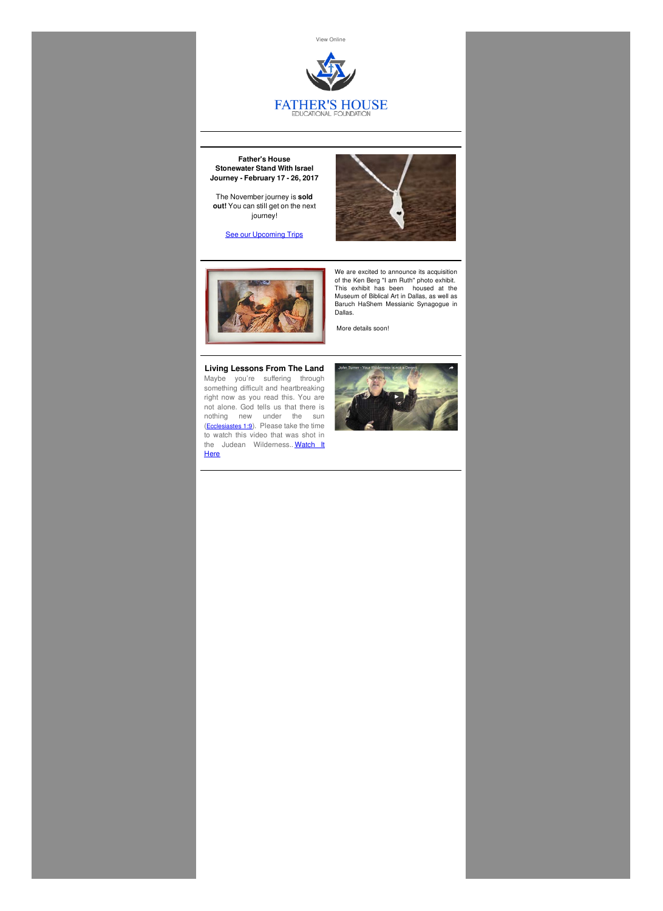View Online

FATHER'S HOUSE
EDUCATIONAL FOUNDATION

---

**Father's House**
**Stonewater Stand With Israel Journey - February 17 - 26, 2017**

The November journey is **sold out!** You can still get on the next journey!

[See our Upcoming Trips]

---

We are excited to announce its acquisition of the Ken Berg "I am Ruth" photo exhibit. This exhibit has been housed at the Museum of Biblical Art in Dallas, as well as Baruch HaShem Messianic Synagogue in Dallas.

More details soon!

---

**Living Lessons From The Land**

Maybe you're suffering through something difficult and heartbreaking right now as you read this. You are not alone. God tells us that there is nothing new under the sun ([Ecclesiastes 1:9]). Please take the time to watch this video that was shot in the Judean Wilderness.. [Watch It Here]

John Turner - Your Wilderness is not a Desert

---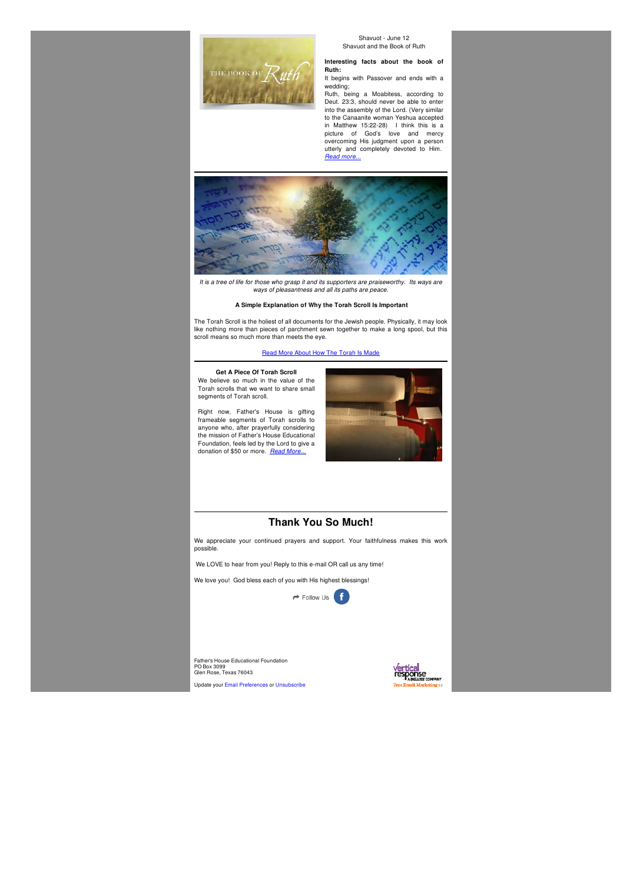Shavuot - June 12
Shavuot and the Book of Ruth

**Interesting facts about the book of Ruth:**
It begins with Passover and ends with a wedding;
Ruth, being a Moabitess, according to Deut. 23:3, should never be able to enter into the assembly of the Lord. (Very similar to the Canaanite woman Yeshua accepted in Matthew 15:22-28) I think this is a picture of God's love and mercy overcoming His judgment upon a person utterly and completely devoted to Him. *Read more...*

---

*It is a tree of life for those who grasp it and its supporters are praiseworthy. Its ways are ways of pleasantness and all its paths are peace.*

**A Simple Explanation of Why the Torah Scroll Is Important**

The Torah Scroll is the holiest of all documents for the Jewish people. Physically, it may look like nothing more than pieces of parchment sewn together to make a long spool, but this scroll means so much more than meets the eye.

Read More About How The Torah Is Made

---

**Get A Piece Of Torah Scroll**
We believe so much in the value of the Torah scrolls that we want to share small segments of Torah scroll.

Right now, Father's House is gifting frameable segments of Torah scrolls to anyone who, after prayerfully considering the mission of Father's House Educational Foundation, feels led by the Lord to give a donation of $50 or more. *Read More...*

---

## Thank You So Much!

We appreciate your continued prayers and support. Your faithfulness makes this work possible.

We LOVE to hear from you! Reply to this e-mail OR call us any time!

We love you! God bless each of you with His highest blessings!

Follow Us

Father's House Educational Foundation
PO Box 3099
Glen Rose, Texas 76043

Update your Email Preferences or Unsubscribe

vertical response A DELUXE COMPANY
Free Email Marketing >>